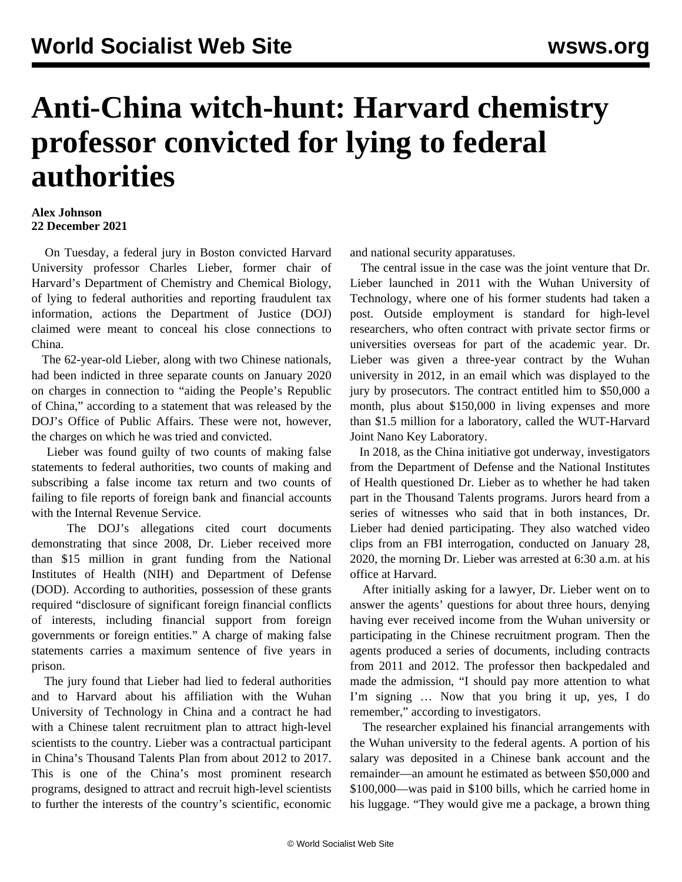# Anti-China witch-hunt: Harvard chemistry professor convicted for lying to federal authorities

**Alex Johnson**
**22 December 2021**

On Tuesday, a federal jury in Boston convicted Harvard University professor Charles Lieber, former chair of Harvard's Department of Chemistry and Chemical Biology, of lying to federal authorities and reporting fraudulent tax information, actions the Department of Justice (DOJ) claimed were meant to conceal his close connections to China.

The 62-year-old Lieber, along with two Chinese nationals, had been indicted in three separate counts on January 2020 on charges in connection to "aiding the People's Republic of China," according to a statement that was released by the DOJ's Office of Public Affairs. These were not, however, the charges on which he was tried and convicted.

Lieber was found guilty of two counts of making false statements to federal authorities, two counts of making and subscribing a false income tax return and two counts of failing to file reports of foreign bank and financial accounts with the Internal Revenue Service.

The DOJ's allegations cited court documents demonstrating that since 2008, Dr. Lieber received more than $15 million in grant funding from the National Institutes of Health (NIH) and Department of Defense (DOD). According to authorities, possession of these grants required "disclosure of significant foreign financial conflicts of interests, including financial support from foreign governments or foreign entities." A charge of making false statements carries a maximum sentence of five years in prison.

The jury found that Lieber had lied to federal authorities and to Harvard about his affiliation with the Wuhan University of Technology in China and a contract he had with a Chinese talent recruitment plan to attract high-level scientists to the country. Lieber was a contractual participant in China's Thousand Talents Plan from about 2012 to 2017. This is one of the China's most prominent research programs, designed to attract and recruit high-level scientists to further the interests of the country's scientific, economic and national security apparatuses.

The central issue in the case was the joint venture that Dr. Lieber launched in 2011 with the Wuhan University of Technology, where one of his former students had taken a post. Outside employment is standard for high-level researchers, who often contract with private sector firms or universities overseas for part of the academic year. Dr. Lieber was given a three-year contract by the Wuhan university in 2012, in an email which was displayed to the jury by prosecutors. The contract entitled him to $50,000 a month, plus about $150,000 in living expenses and more than $1.5 million for a laboratory, called the WUT-Harvard Joint Nano Key Laboratory.

In 2018, as the China initiative got underway, investigators from the Department of Defense and the National Institutes of Health questioned Dr. Lieber as to whether he had taken part in the Thousand Talents programs. Jurors heard from a series of witnesses who said that in both instances, Dr. Lieber had denied participating. They also watched video clips from an FBI interrogation, conducted on January 28, 2020, the morning Dr. Lieber was arrested at 6:30 a.m. at his office at Harvard.

After initially asking for a lawyer, Dr. Lieber went on to answer the agents' questions for about three hours, denying having ever received income from the Wuhan university or participating in the Chinese recruitment program. Then the agents produced a series of documents, including contracts from 2011 and 2012. The professor then backpedaled and made the admission, "I should pay more attention to what I'm signing … Now that you bring it up, yes, I do remember," according to investigators.

The researcher explained his financial arrangements with the Wuhan university to the federal agents. A portion of his salary was deposited in a Chinese bank account and the remainder—an amount he estimated as between $50,000 and $100,000—was paid in $100 bills, which he carried home in his luggage. "They would give me a package, a brown thing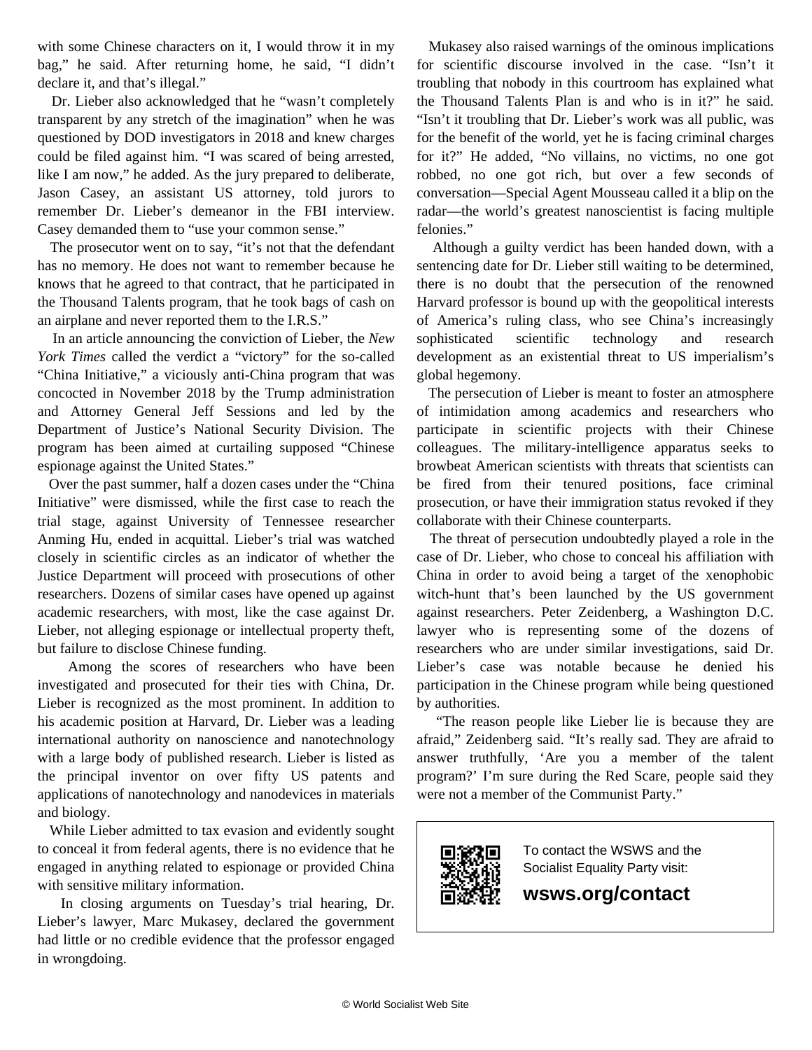with some Chinese characters on it, I would throw it in my bag," he said. After returning home, he said, "I didn't declare it, and that's illegal."

Dr. Lieber also acknowledged that he "wasn't completely transparent by any stretch of the imagination" when he was questioned by DOD investigators in 2018 and knew charges could be filed against him. "I was scared of being arrested, like I am now," he added. As the jury prepared to deliberate, Jason Casey, an assistant US attorney, told jurors to remember Dr. Lieber's demeanor in the FBI interview. Casey demanded them to "use your common sense."

The prosecutor went on to say, "it's not that the defendant has no memory. He does not want to remember because he knows that he agreed to that contract, that he participated in the Thousand Talents program, that he took bags of cash on an airplane and never reported them to the I.R.S."

In an article announcing the conviction of Lieber, the *New York Times* called the verdict a "victory" for the so-called "China Initiative," a viciously anti-China program that was concocted in November 2018 by the Trump administration and Attorney General Jeff Sessions and led by the Department of Justice's National Security Division. The program has been aimed at curtailing supposed "Chinese espionage against the United States."

Over the past summer, half a dozen cases under the "China Initiative" were dismissed, while the first case to reach the trial stage, against University of Tennessee researcher Anming Hu, ended in acquittal. Lieber's trial was watched closely in scientific circles as an indicator of whether the Justice Department will proceed with prosecutions of other researchers. Dozens of similar cases have opened up against academic researchers, with most, like the case against Dr. Lieber, not alleging espionage or intellectual property theft, but failure to disclose Chinese funding.

Among the scores of researchers who have been investigated and prosecuted for their ties with China, Dr. Lieber is recognized as the most prominent. In addition to his academic position at Harvard, Dr. Lieber was a leading international authority on nanoscience and nanotechnology with a large body of published research. Lieber is listed as the principal inventor on over fifty US patents and applications of nanotechnology and nanodevices in materials and biology.

While Lieber admitted to tax evasion and evidently sought to conceal it from federal agents, there is no evidence that he engaged in anything related to espionage or provided China with sensitive military information.

In closing arguments on Tuesday's trial hearing, Dr. Lieber's lawyer, Marc Mukasey, declared the government had little or no credible evidence that the professor engaged in wrongdoing.

Mukasey also raised warnings of the ominous implications for scientific discourse involved in the case. "Isn't it troubling that nobody in this courtroom has explained what the Thousand Talents Plan is and who is in it?" he said. "Isn't it troubling that Dr. Lieber's work was all public, was for the benefit of the world, yet he is facing criminal charges for it?" He added, "No villains, no victims, no one got robbed, no one got rich, but over a few seconds of conversation—Special Agent Mousseau called it a blip on the radar—the world's greatest nanoscientist is facing multiple felonies."

Although a guilty verdict has been handed down, with a sentencing date for Dr. Lieber still waiting to be determined, there is no doubt that the persecution of the renowned Harvard professor is bound up with the geopolitical interests of America's ruling class, who see China's increasingly sophisticated scientific technology and research development as an existential threat to US imperialism's global hegemony.

The persecution of Lieber is meant to foster an atmosphere of intimidation among academics and researchers who participate in scientific projects with their Chinese colleagues. The military-intelligence apparatus seeks to browbeat American scientists with threats that scientists can be fired from their tenured positions, face criminal prosecution, or have their immigration status revoked if they collaborate with their Chinese counterparts.

The threat of persecution undoubtedly played a role in the case of Dr. Lieber, who chose to conceal his affiliation with China in order to avoid being a target of the xenophobic witch-hunt that's been launched by the US government against researchers. Peter Zeidenberg, a Washington D.C. lawyer who is representing some of the dozens of researchers who are under similar investigations, said Dr. Lieber's case was notable because he denied his participation in the Chinese program while being questioned by authorities.

"The reason people like Lieber lie is because they are afraid," Zeidenberg said. "It's really sad. They are afraid to answer truthfully, 'Are you a member of the talent program?' I'm sure during the Red Scare, people said they were not a member of the Communist Party."

To contact the WSWS and the Socialist Equality Party visit:

**wsws.org/contact**